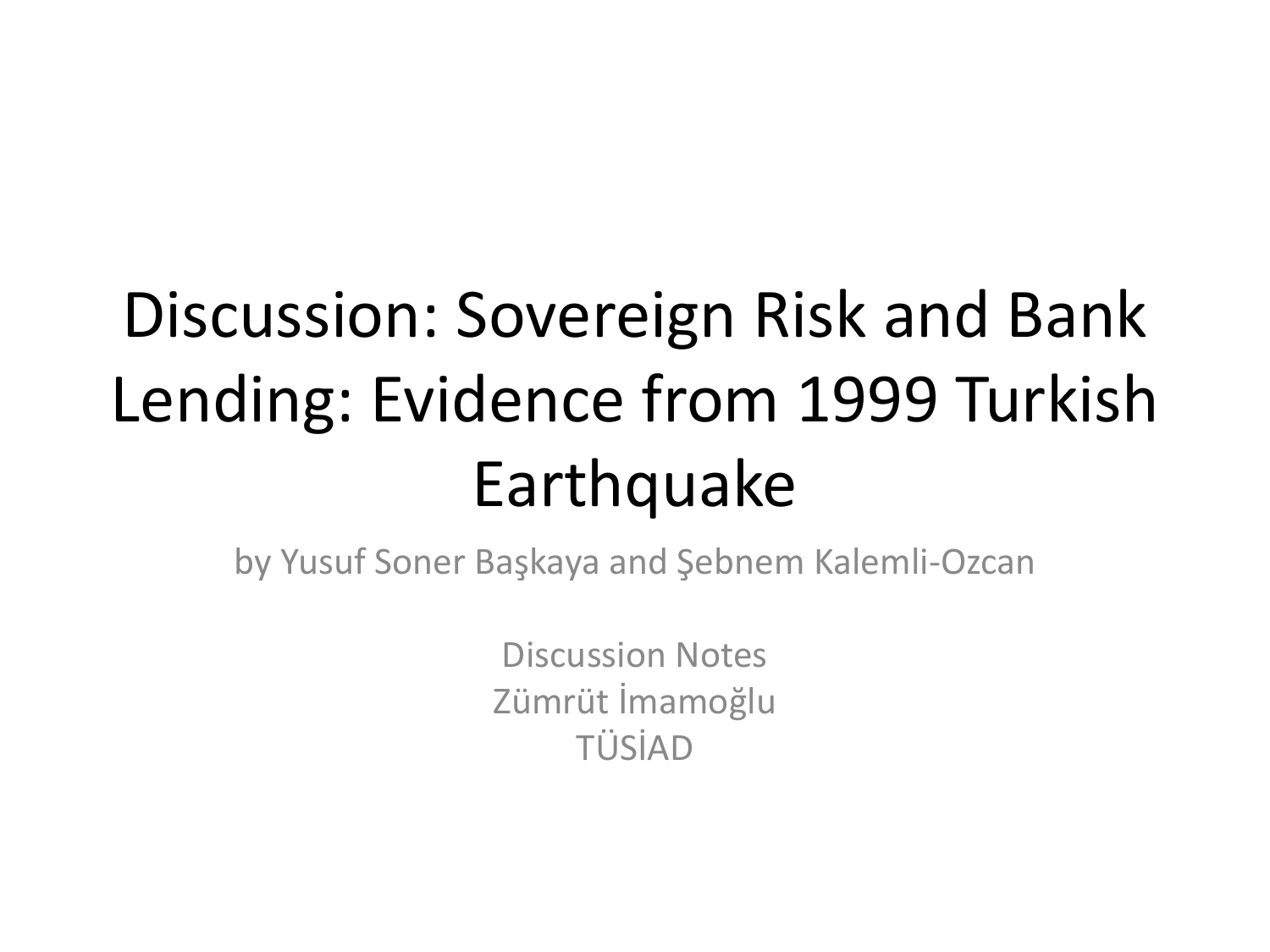# Discussion: Sovereign Risk and Bank Lending: Evidence from 1999 Turkish Earthquake

by Yusuf Soner Başkaya and Şebnem Kalemli-Ozcan

Discussion Notes
Zümrüt İmamoğlu
TÜSİAD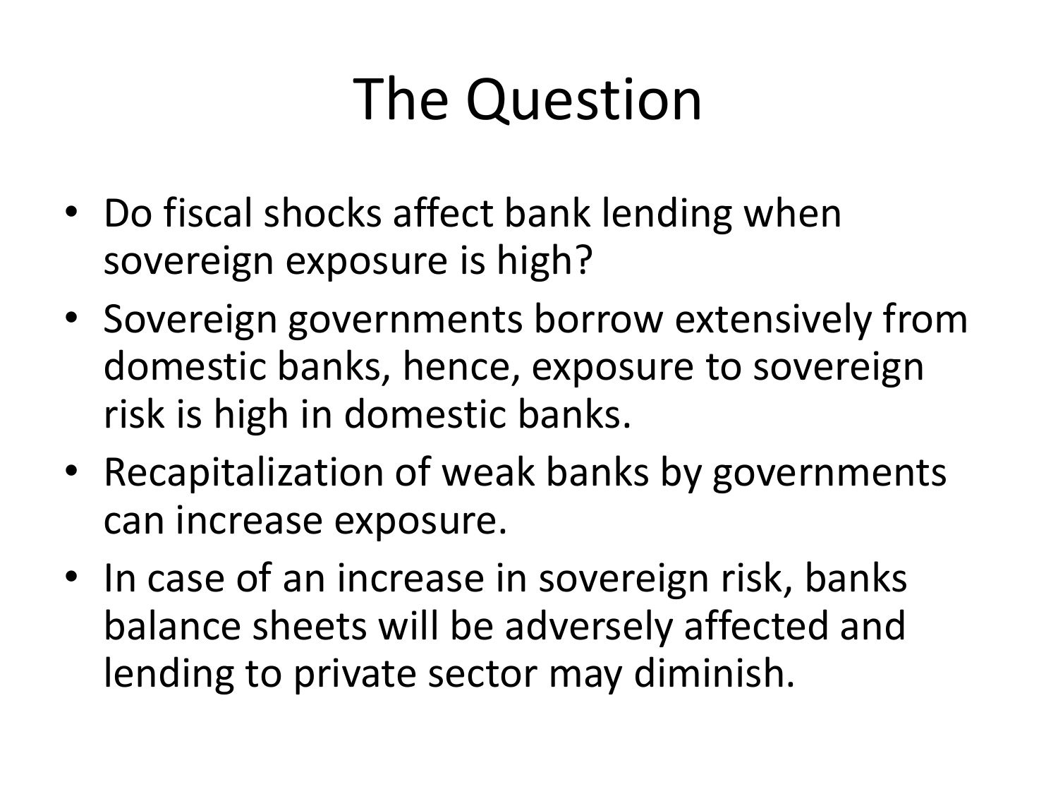# The Question

- Do fiscal shocks affect bank lending when sovereign exposure is high?
- Sovereign governments borrow extensively from domestic banks, hence, exposure to sovereign risk is high in domestic banks.
- Recapitalization of weak banks by governments can increase exposure.
- In case of an increase in sovereign risk, banks balance sheets will be adversely affected and lending to private sector may diminish.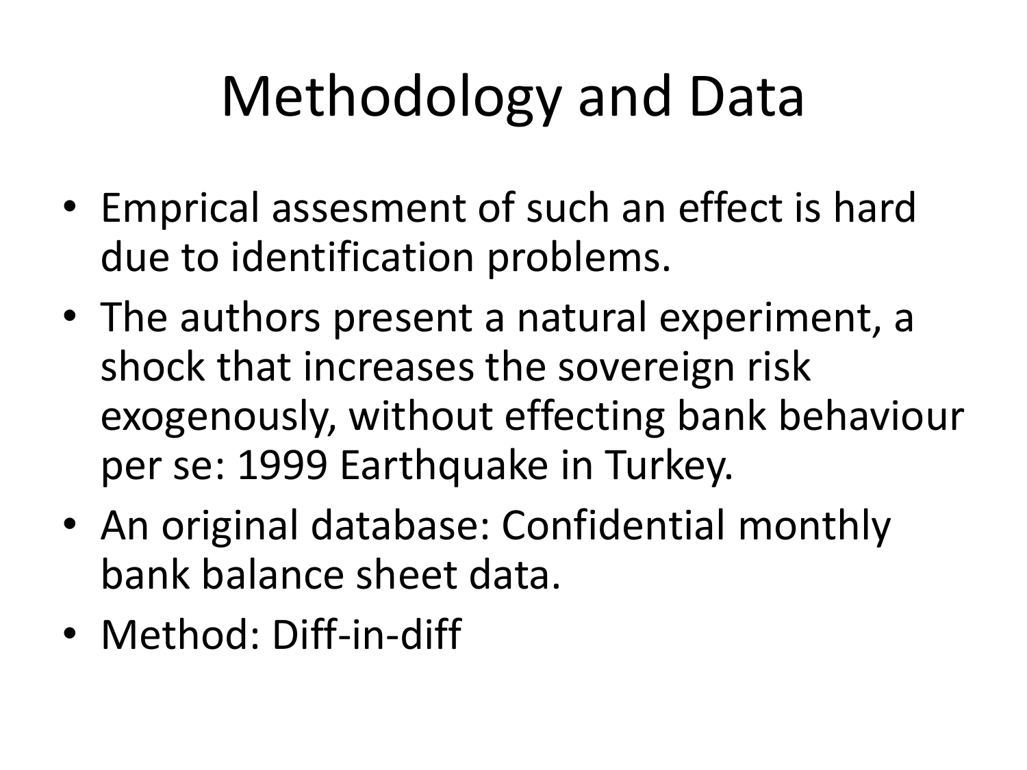# Methodology and Data

- Emprical assesment of such an effect is hard due to identification problems.
- The authors present a natural experiment, a shock that increases the sovereign risk exogenously, without effecting bank behaviour per se: 1999 Earthquake in Turkey.
- An original database: Confidential monthly bank balance sheet data.
- Method: Diff-in-diff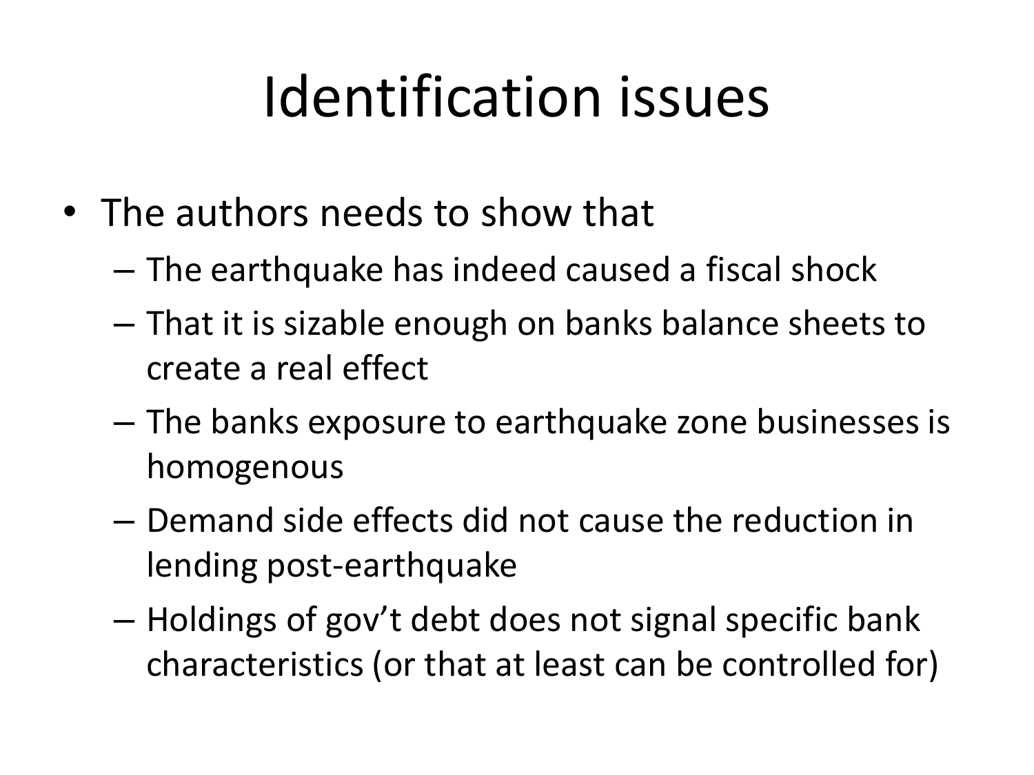# Identification issues

- The authors needs to show that
  - The earthquake has indeed caused a fiscal shock
  - That it is sizable enough on banks balance sheets to create a real effect
  - The banks exposure to earthquake zone businesses is homogenous
  - Demand side effects did not cause the reduction in lending post-earthquake
  - Holdings of gov't debt does not signal specific bank characteristics (or that at least can be controlled for)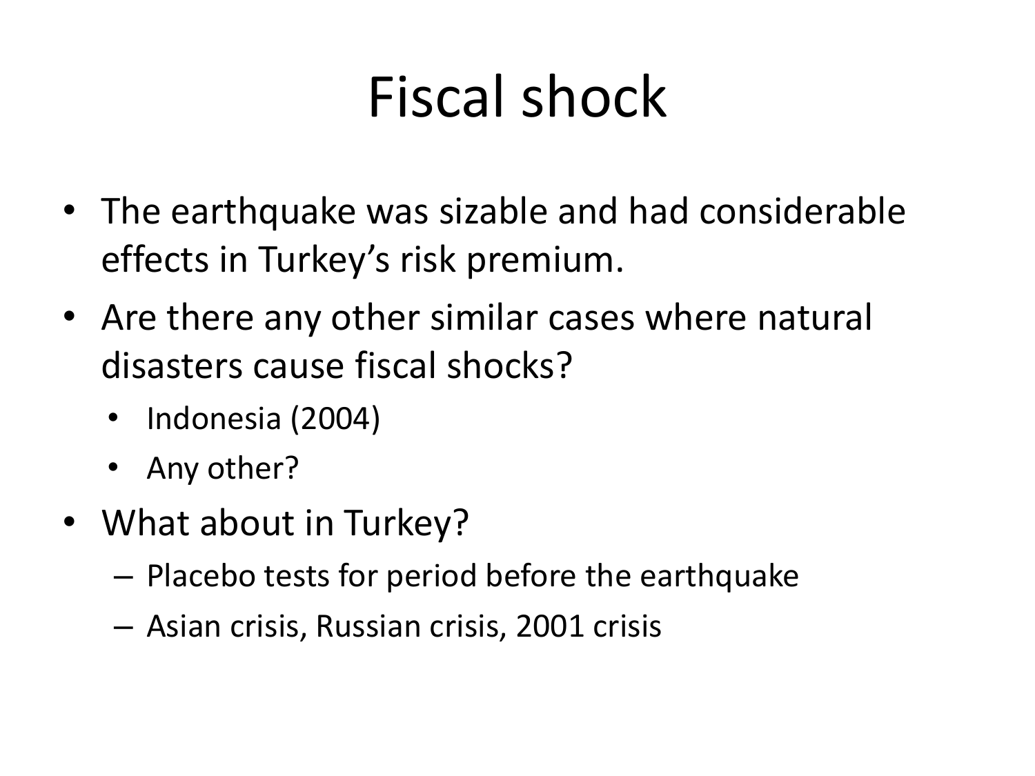# Fiscal shock

- The earthquake was sizable and had considerable effects in Turkey's risk premium.
- Are there any other similar cases where natural disasters cause fiscal shocks?
  - Indonesia (2004)
  - Any other?
- What about in Turkey?
  - Placebo tests for period before the earthquake
  - Asian crisis, Russian crisis, 2001 crisis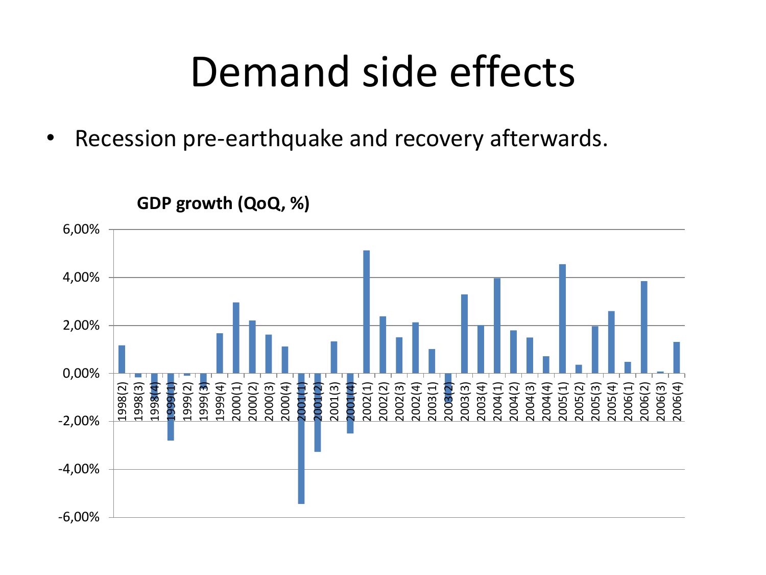# Demand side effects

- Recession pre-earthquake and recovery afterwards.

**GDP growth (QoQ, %)**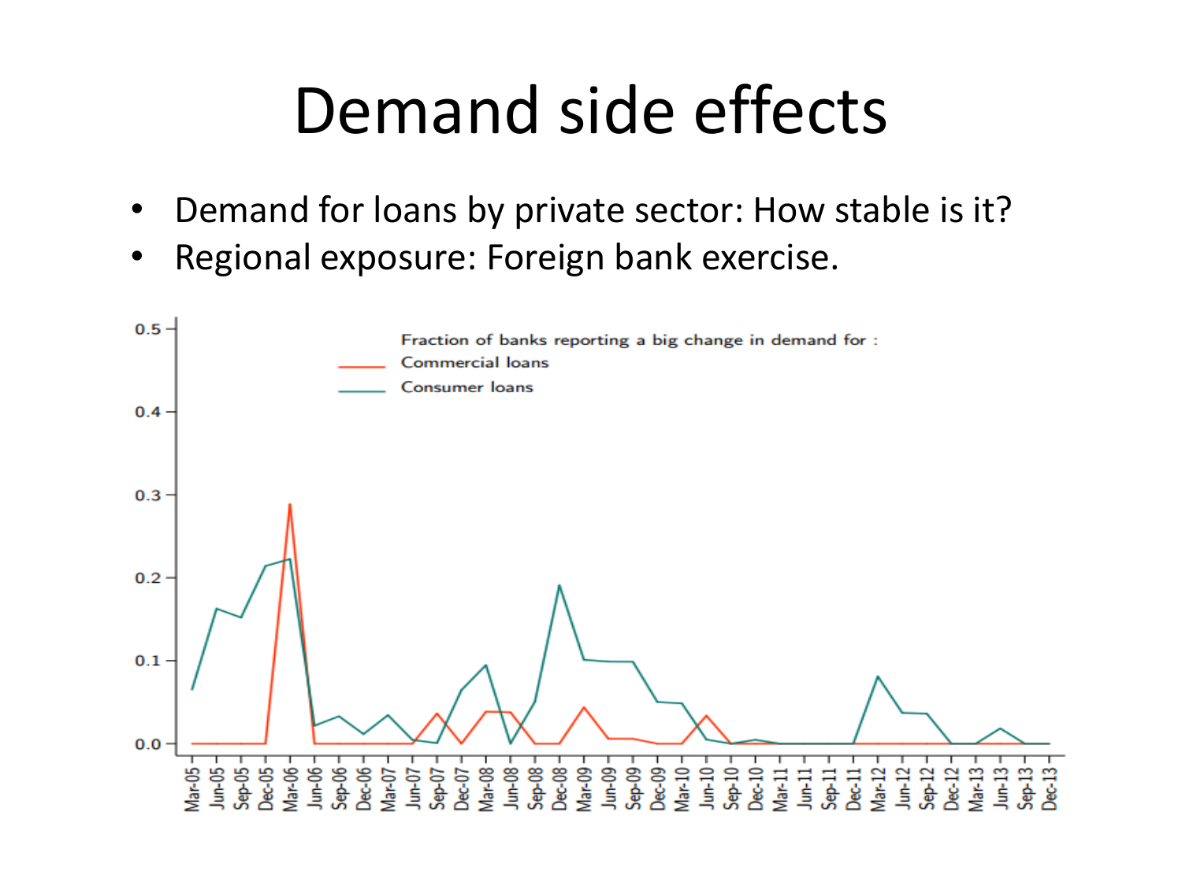# Demand side effects

- Demand for loans by private sector: How stable is it?
- Regional exposure: Foreign bank exercise.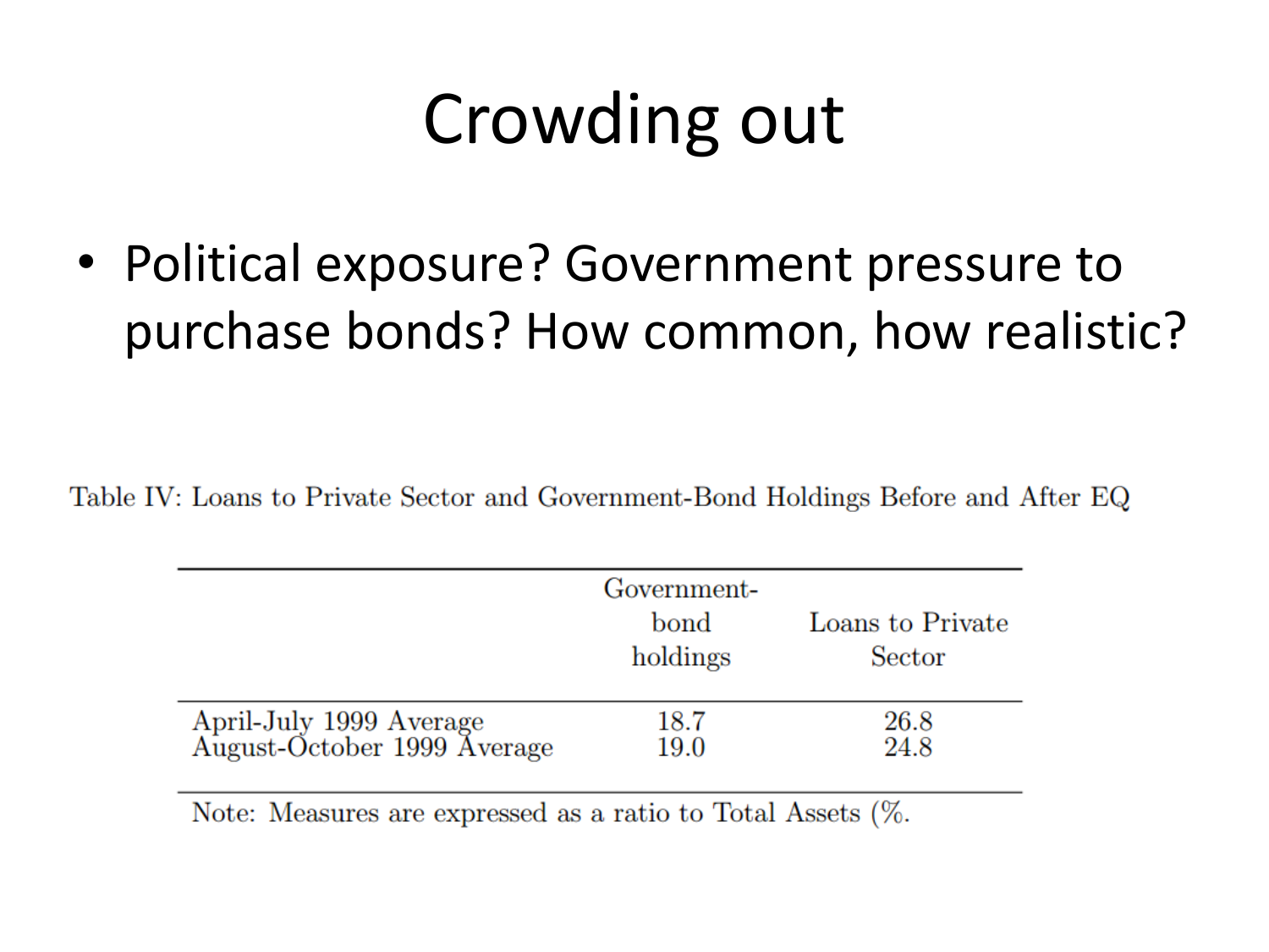# Crowding out

- Political exposure? Government pressure to purchase bonds? How common, how realistic?

Table IV: Loans to Private Sector and Government-Bond Holdings Before and After EQ

| | Government-bond holdings | Loans to Private Sector |
|---|---|---|
| April-July 1999 Average | 18.7 | 26.8 |
| August-October 1999 Average | 19.0 | 24.8 |

Note: Measures are expressed as a ratio to Total Assets (%.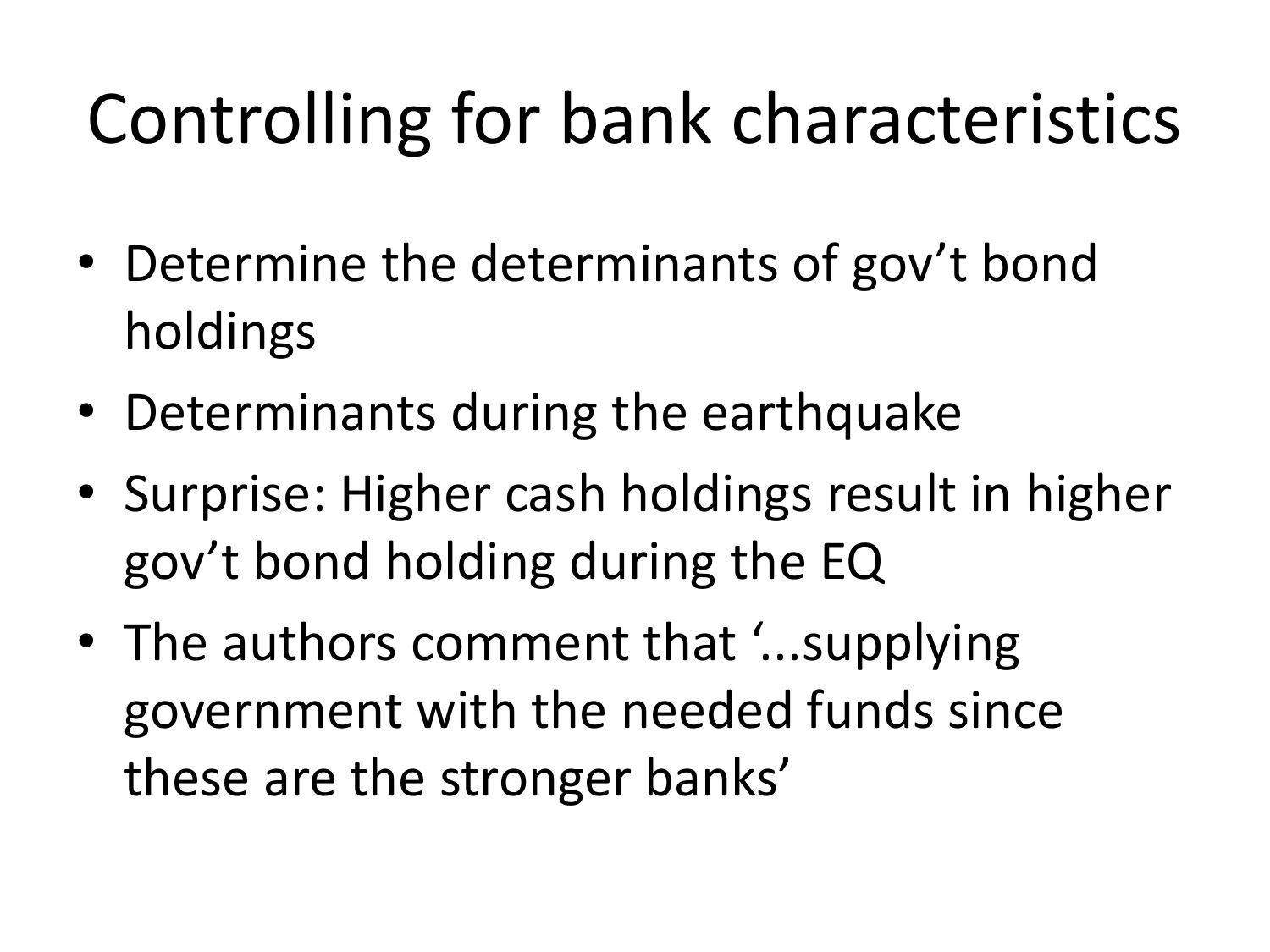# Controlling for bank characteristics

- Determine the determinants of gov’t bond holdings
- Determinants during the earthquake
- Surprise: Higher cash holdings result in higher gov’t bond holding during the EQ
- The authors comment that ‘...supplying government with the needed funds since these are the stronger banks’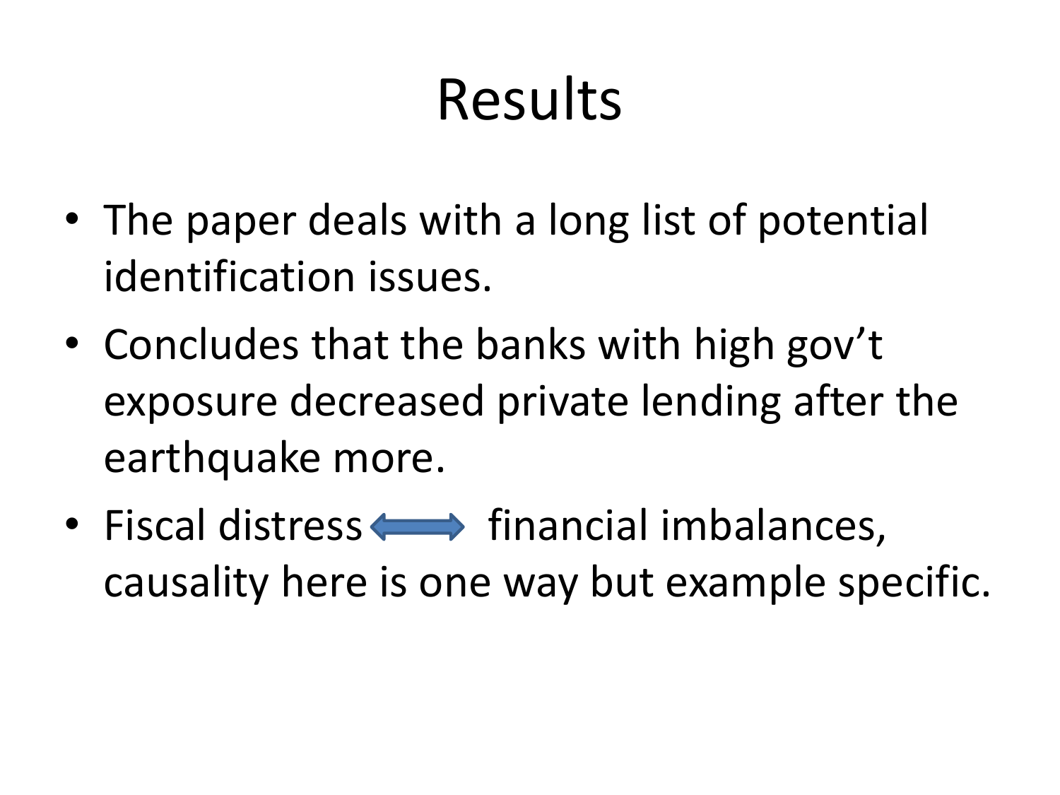# Results

- The paper deals with a long list of potential identification issues.
- Concludes that the banks with high gov’t exposure decreased private lending after the earthquake more.
- Fiscal distress $\Longleftrightarrow$ financial imbalances, causality here is one way but example specific.